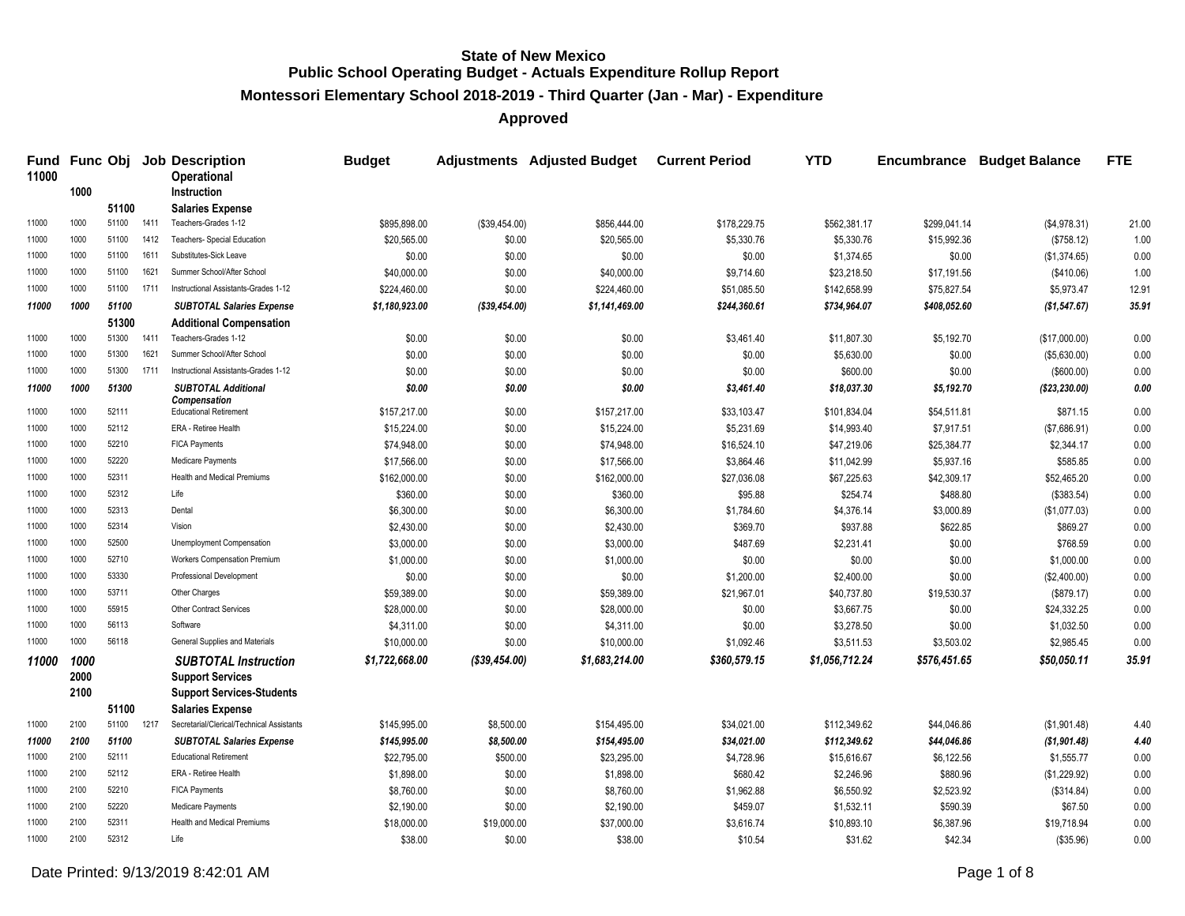# State of New Mexico
## Public School Operating Budget - Actuals Expenditure Rollup Report
### Montessori Elementary School 2018-2019 - Third Quarter (Jan - Mar) - Expenditure
### Approved

| Fund | Func | Obj | Job | Description | Budget | Adjustments | Adjusted Budget | Current Period | YTD | Encumbrance | Budget Balance | FTE |
|---|---|---|---|---|---|---|---|---|---|---|---|---|
| 11000 | | | | **Operational** | | | | | | | | |
| | 1000 | | | **Instruction** | | | | | | | | |
| | | 51100 | | **Salaries Expense** | | | | | | | | |
| 11000 | 1000 | 51100 | 1411 | Teachers-Grades 1-12 | $895,898.00 | ($39,454.00) | $856,444.00 | $178,229.75 | $562,381.17 | $299,041.14 | ($4,978.31) | 21.00 |
| 11000 | 1000 | 51100 | 1412 | Teachers- Special Education | $20,565.00 | $0.00 | $20,565.00 | $5,330.76 | $5,330.76 | $15,992.36 | ($758.12) | 1.00 |
| 11000 | 1000 | 51100 | 1611 | Substitutes-Sick Leave | $0.00 | $0.00 | $0.00 | $0.00 | $1,374.65 | $0.00 | ($1,374.65) | 0.00 |
| 11000 | 1000 | 51100 | 1621 | Summer School/After School | $40,000.00 | $0.00 | $40,000.00 | $9,714.60 | $23,218.50 | $17,191.56 | ($410.06) | 1.00 |
| 11000 | 1000 | 51100 | 1711 | Instructional Assistants-Grades 1-12 | $224,460.00 | $0.00 | $224,460.00 | $51,085.50 | $142,658.99 | $75,827.54 | $5,973.47 | 12.91 |
| ***11000*** | ***1000*** | ***51100*** | | ***SUBTOTAL Salaries Expense*** | ***$1,180,923.00*** | ***($39,454.00)*** | ***$1,141,469.00*** | ***$244,360.61*** | ***$734,964.07*** | ***$408,052.60*** | ***($1,547.67)*** | ***35.91*** |
| | | 51300 | | **Additional Compensation** | | | | | | | | |
| 11000 | 1000 | 51300 | 1411 | Teachers-Grades 1-12 | $0.00 | $0.00 | $0.00 | $3,461.40 | $11,807.30 | $5,192.70 | ($17,000.00) | 0.00 |
| 11000 | 1000 | 51300 | 1621 | Summer School/After School | $0.00 | $0.00 | $0.00 | $0.00 | $5,630.00 | $0.00 | ($5,630.00) | 0.00 |
| 11000 | 1000 | 51300 | 1711 | Instructional Assistants-Grades 1-12 | $0.00 | $0.00 | $0.00 | $0.00 | $600.00 | $0.00 | ($600.00) | 0.00 |
| ***11000*** | ***1000*** | ***51300*** | | ***SUBTOTAL Additional Compensation*** | ***$0.00*** | ***$0.00*** | ***$0.00*** | ***$3,461.40*** | ***$18,037.30*** | ***$5,192.70*** | ***($23,230.00)*** | ***0.00*** |
| 11000 | 1000 | 52111 | | Educational Retirement | $157,217.00 | $0.00 | $157,217.00 | $33,103.47 | $101,834.04 | $54,511.81 | $871.15 | 0.00 |
| 11000 | 1000 | 52112 | | ERA - Retiree Health | $15,224.00 | $0.00 | $15,224.00 | $5,231.69 | $14,993.40 | $7,917.51 | ($7,686.91) | 0.00 |
| 11000 | 1000 | 52210 | | FICA Payments | $74,948.00 | $0.00 | $74,948.00 | $16,524.10 | $47,219.06 | $25,384.77 | $2,344.17 | 0.00 |
| 11000 | 1000 | 52220 | | Medicare Payments | $17,566.00 | $0.00 | $17,566.00 | $3,864.46 | $11,042.99 | $5,937.16 | $585.85 | 0.00 |
| 11000 | 1000 | 52311 | | Health and Medical Premiums | $162,000.00 | $0.00 | $162,000.00 | $27,036.08 | $67,225.63 | $42,309.17 | $52,465.20 | 0.00 |
| 11000 | 1000 | 52312 | | Life | $360.00 | $0.00 | $360.00 | $95.88 | $254.74 | $488.80 | ($383.54) | 0.00 |
| 11000 | 1000 | 52313 | | Dental | $6,300.00 | $0.00 | $6,300.00 | $1,784.60 | $4,376.14 | $3,000.89 | ($1,077.03) | 0.00 |
| 11000 | 1000 | 52314 | | Vision | $2,430.00 | $0.00 | $2,430.00 | $369.70 | $937.88 | $622.85 | $869.27 | 0.00 |
| 11000 | 1000 | 52500 | | Unemployment Compensation | $3,000.00 | $0.00 | $3,000.00 | $487.69 | $2,231.41 | $0.00 | $768.59 | 0.00 |
| 11000 | 1000 | 52710 | | Workers Compensation Premium | $1,000.00 | $0.00 | $1,000.00 | $0.00 | $0.00 | $0.00 | $1,000.00 | 0.00 |
| 11000 | 1000 | 53330 | | Professional Development | $0.00 | $0.00 | $0.00 | $1,200.00 | $2,400.00 | $0.00 | ($2,400.00) | 0.00 |
| 11000 | 1000 | 53711 | | Other Charges | $59,389.00 | $0.00 | $59,389.00 | $21,967.01 | $40,737.80 | $19,530.37 | ($879.17) | 0.00 |
| 11000 | 1000 | 55915 | | Other Contract Services | $28,000.00 | $0.00 | $28,000.00 | $0.00 | $3,667.75 | $0.00 | $24,332.25 | 0.00 |
| 11000 | 1000 | 56113 | | Software | $4,311.00 | $0.00 | $4,311.00 | $0.00 | $3,278.50 | $0.00 | $1,032.50 | 0.00 |
| 11000 | 1000 | 56118 | | General Supplies and Materials | $10,000.00 | $0.00 | $10,000.00 | $1,092.46 | $3,511.53 | $3,503.02 | $2,985.45 | 0.00 |
| ***11000*** | ***1000*** | | | ***SUBTOTAL Instruction*** | ***$1,722,668.00*** | ***($39,454.00)*** | ***$1,683,214.00*** | ***$360,579.15*** | ***$1,056,712.24*** | ***$576,451.65*** | ***$50,050.11*** | ***35.91*** |
| | 2000 | | | **Support Services** | | | | | | | | |
| | 2100 | | | **Support Services-Students** | | | | | | | | |
| | | 51100 | | **Salaries Expense** | | | | | | | | |
| 11000 | 2100 | 51100 | 1217 | Secretarial/Clerical/Technical Assistants | $145,995.00 | $8,500.00 | $154,495.00 | $34,021.00 | $112,349.62 | $44,046.86 | ($1,901.48) | 4.40 |
| ***11000*** | ***2100*** | ***51100*** | | ***SUBTOTAL Salaries Expense*** | ***$145,995.00*** | ***$8,500.00*** | ***$154,495.00*** | ***$34,021.00*** | ***$112,349.62*** | ***$44,046.86*** | ***($1,901.48)*** | ***4.40*** |
| 11000 | 2100 | 52111 | | Educational Retirement | $22,795.00 | $500.00 | $23,295.00 | $4,728.96 | $15,616.67 | $6,122.56 | $1,555.77 | 0.00 |
| 11000 | 2100 | 52112 | | ERA - Retiree Health | $1,898.00 | $0.00 | $1,898.00 | $680.42 | $2,246.96 | $880.96 | ($1,229.92) | 0.00 |
| 11000 | 2100 | 52210 | | FICA Payments | $8,760.00 | $0.00 | $8,760.00 | $1,962.88 | $6,550.92 | $2,523.92 | ($314.84) | 0.00 |
| 11000 | 2100 | 52220 | | Medicare Payments | $2,190.00 | $0.00 | $2,190.00 | $459.07 | $1,532.11 | $590.39 | $67.50 | 0.00 |
| 11000 | 2100 | 52311 | | Health and Medical Premiums | $18,000.00 | $19,000.00 | $37,000.00 | $3,616.74 | $10,893.10 | $6,387.96 | $19,718.94 | 0.00 |
| 11000 | 2100 | 52312 | | Life | $38.00 | $0.00 | $38.00 | $10.54 | $31.62 | $42.34 | ($35.96) | 0.00 |

Date Printed: 9/13/2019 8:42:01 AM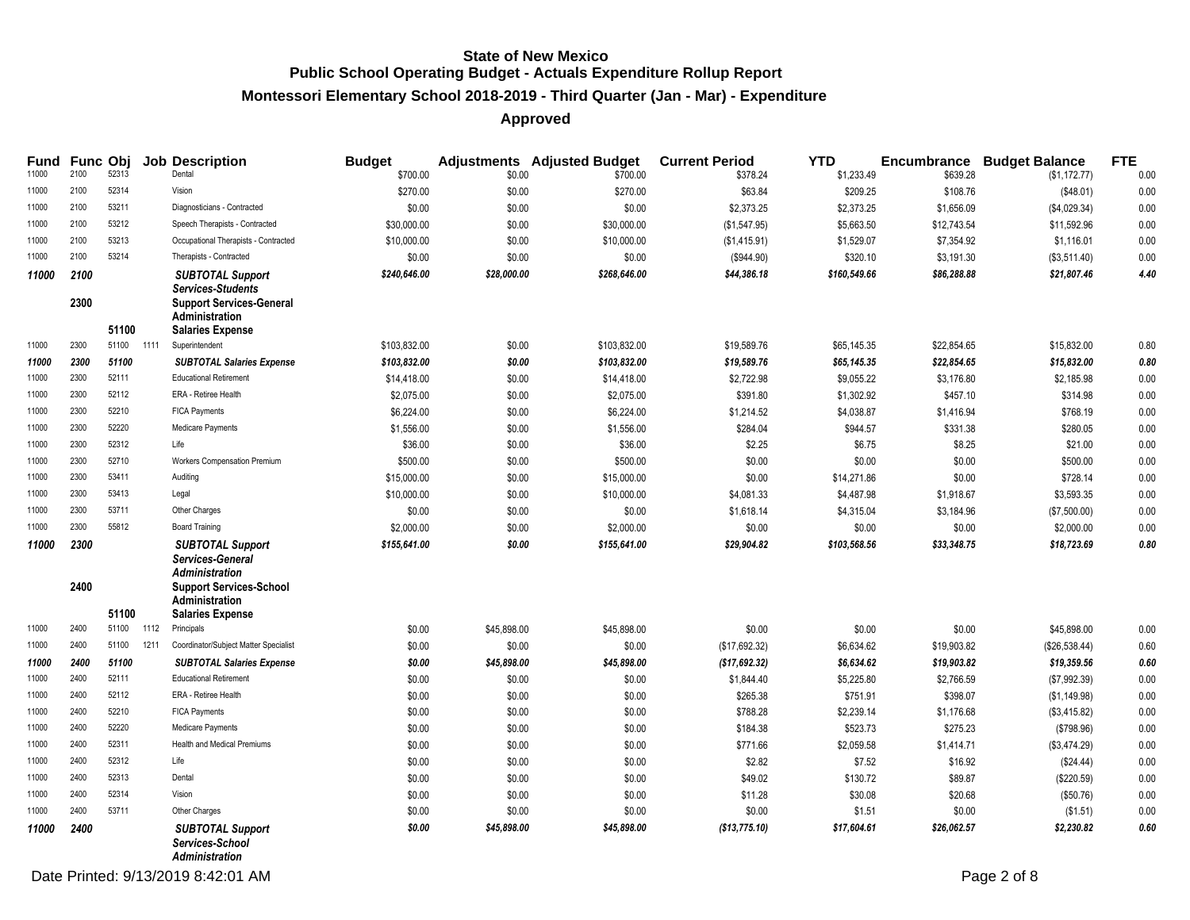# State of New Mexico
## Public School Operating Budget - Actuals Expenditure Rollup Report
### Montessori Elementary School 2018-2019 - Third Quarter (Jan - Mar) - Expenditure
### Approved

| Fund | Func | Obj | Job | Description | Budget | Adjustments | Adjusted Budget | Current Period | YTD | Encumbrance | Budget Balance | FTE |
|---|---|---|---|---|---|---|---|---|---|---|---|---|
| 11000 | 2100 | 52313 | | Dental | $700.00 | $0.00 | $700.00 | $378.24 | $1,233.49 | $639.28 | ($1,172.77) | 0.00 |
| 11000 | 2100 | 52314 | | Vision | $270.00 | $0.00 | $270.00 | $63.84 | $209.25 | $108.76 | ($48.01) | 0.00 |
| 11000 | 2100 | 53211 | | Diagnosticians - Contracted | $0.00 | $0.00 | $0.00 | $2,373.25 | $2,373.25 | $1,656.09 | ($4,029.34) | 0.00 |
| 11000 | 2100 | 53212 | | Speech Therapists - Contracted | $30,000.00 | $0.00 | $30,000.00 | ($1,547.95) | $5,663.50 | $12,743.54 | $11,592.96 | 0.00 |
| 11000 | 2100 | 53213 | | Occupational Therapists - Contracted | $10,000.00 | $0.00 | $10,000.00 | ($1,415.91) | $1,529.07 | $7,354.92 | $1,116.01 | 0.00 |
| 11000 | 2100 | 53214 | | Therapists - Contracted | $0.00 | $0.00 | $0.00 | ($944.90) | $320.10 | $3,191.30 | ($3,511.40) | 0.00 |
| ***11000*** | ***2100*** | | | ***SUBTOTAL Support Services-Students*** | ***$240,646.00*** | ***$28,000.00*** | ***$268,646.00*** | ***$44,386.18*** | ***$160,549.66*** | ***$86,288.88*** | ***$21,807.46*** | ***4.40*** |
| | **2300** | | | **Support Services-General Administration** | | | | | | | | |
| | | **51100** | | **Salaries Expense** | | | | | | | | |
| 11000 | 2300 | 51100 | 1111 | Superintendent | $103,832.00 | $0.00 | $103,832.00 | $19,589.76 | $65,145.35 | $22,854.65 | $15,832.00 | 0.80 |
| ***11000*** | ***2300*** | ***51100*** | | ***SUBTOTAL Salaries Expense*** | ***$103,832.00*** | ***$0.00*** | ***$103,832.00*** | ***$19,589.76*** | ***$65,145.35*** | ***$22,854.65*** | ***$15,832.00*** | ***0.80*** |
| 11000 | 2300 | 52111 | | Educational Retirement | $14,418.00 | $0.00 | $14,418.00 | $2,722.98 | $9,055.22 | $3,176.80 | $2,185.98 | 0.00 |
| 11000 | 2300 | 52112 | | ERA - Retiree Health | $2,075.00 | $0.00 | $2,075.00 | $391.80 | $1,302.92 | $457.10 | $314.98 | 0.00 |
| 11000 | 2300 | 52210 | | FICA Payments | $6,224.00 | $0.00 | $6,224.00 | $1,214.52 | $4,038.87 | $1,416.94 | $768.19 | 0.00 |
| 11000 | 2300 | 52220 | | Medicare Payments | $1,556.00 | $0.00 | $1,556.00 | $284.04 | $944.57 | $331.38 | $280.05 | 0.00 |
| 11000 | 2300 | 52312 | | Life | $36.00 | $0.00 | $36.00 | $2.25 | $6.75 | $8.25 | $21.00 | 0.00 |
| 11000 | 2300 | 52710 | | Workers Compensation Premium | $500.00 | $0.00 | $500.00 | $0.00 | $0.00 | $0.00 | $500.00 | 0.00 |
| 11000 | 2300 | 53411 | | Auditing | $15,000.00 | $0.00 | $15,000.00 | $0.00 | $14,271.86 | $0.00 | $728.14 | 0.00 |
| 11000 | 2300 | 53413 | | Legal | $10,000.00 | $0.00 | $10,000.00 | $4,081.33 | $4,487.98 | $1,918.67 | $3,593.35 | 0.00 |
| 11000 | 2300 | 53711 | | Other Charges | $0.00 | $0.00 | $0.00 | $1,618.14 | $4,315.04 | $3,184.96 | ($7,500.00) | 0.00 |
| 11000 | 2300 | 55812 | | Board Training | $2,000.00 | $0.00 | $2,000.00 | $0.00 | $0.00 | $0.00 | $2,000.00 | 0.00 |
| ***11000*** | ***2300*** | | | ***SUBTOTAL Support Services-General Administration*** | ***$155,641.00*** | ***$0.00*** | ***$155,641.00*** | ***$29,904.82*** | ***$103,568.56*** | ***$33,348.75*** | ***$18,723.69*** | ***0.80*** |
| | **2400** | | | **Support Services-School Administration** | | | | | | | | |
| | | **51100** | | **Salaries Expense** | | | | | | | | |
| 11000 | 2400 | 51100 | 1112 | Principals | $0.00 | $45,898.00 | $45,898.00 | $0.00 | $0.00 | $0.00 | $45,898.00 | 0.00 |
| 11000 | 2400 | 51100 | 1211 | Coordinator/Subject Matter Specialist | $0.00 | $0.00 | $0.00 | ($17,692.32) | $6,634.62 | $19,903.82 | ($26,538.44) | 0.60 |
| ***11000*** | ***2400*** | ***51100*** | | ***SUBTOTAL Salaries Expense*** | ***$0.00*** | ***$45,898.00*** | ***$45,898.00*** | ***($17,692.32)*** | ***$6,634.62*** | ***$19,903.82*** | ***$19,359.56*** | ***0.60*** |
| 11000 | 2400 | 52111 | | Educational Retirement | $0.00 | $0.00 | $0.00 | $1,844.40 | $5,225.80 | $2,766.59 | ($7,992.39) | 0.00 |
| 11000 | 2400 | 52112 | | ERA - Retiree Health | $0.00 | $0.00 | $0.00 | $265.38 | $751.91 | $398.07 | ($1,149.98) | 0.00 |
| 11000 | 2400 | 52210 | | FICA Payments | $0.00 | $0.00 | $0.00 | $788.28 | $2,239.14 | $1,176.68 | ($3,415.82) | 0.00 |
| 11000 | 2400 | 52220 | | Medicare Payments | $0.00 | $0.00 | $0.00 | $184.38 | $523.73 | $275.23 | ($798.96) | 0.00 |
| 11000 | 2400 | 52311 | | Health and Medical Premiums | $0.00 | $0.00 | $0.00 | $771.66 | $2,059.58 | $1,414.71 | ($3,474.29) | 0.00 |
| 11000 | 2400 | 52312 | | Life | $0.00 | $0.00 | $0.00 | $2.82 | $7.52 | $16.92 | ($24.44) | 0.00 |
| 11000 | 2400 | 52313 | | Dental | $0.00 | $0.00 | $0.00 | $49.02 | $130.72 | $89.87 | ($220.59) | 0.00 |
| 11000 | 2400 | 52314 | | Vision | $0.00 | $0.00 | $0.00 | $11.28 | $30.08 | $20.68 | ($50.76) | 0.00 |
| 11000 | 2400 | 53711 | | Other Charges | $0.00 | $0.00 | $0.00 | $0.00 | $1.51 | $0.00 | ($1.51) | 0.00 |
| ***11000*** | ***2400*** | | | ***SUBTOTAL Support Services-School Administration*** | ***$0.00*** | ***$45,898.00*** | ***$45,898.00*** | ***($13,775.10)*** | ***$17,604.61*** | ***$26,062.57*** | ***$2,230.82*** | ***0.60*** |

Date Printed: 9/13/2019 8:42:01 AM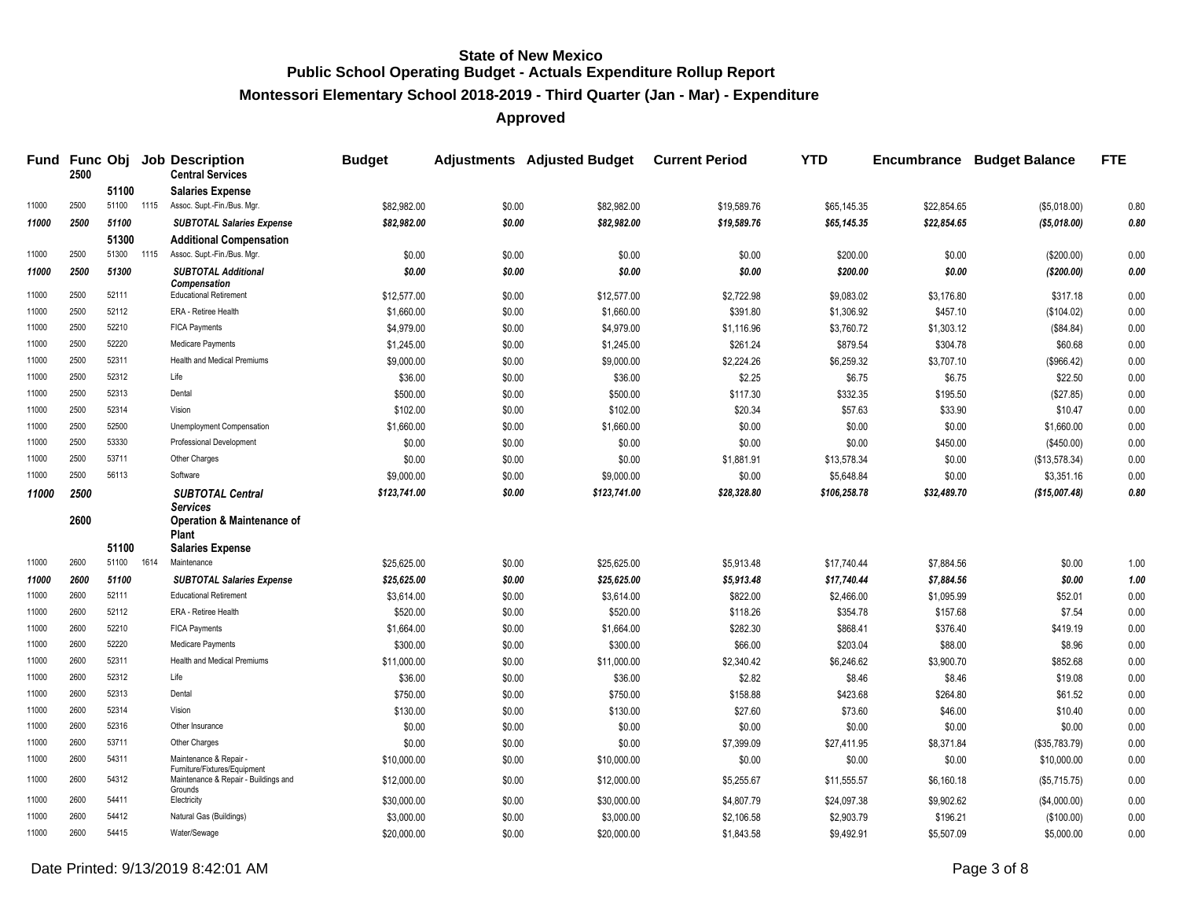# State of New Mexico
## Public School Operating Budget - Actuals Expenditure Rollup Report
### Montessori Elementary School 2018-2019 - Third Quarter (Jan - Mar) - Expenditure
### Approved

| Fund | Func | Obj | Job | Description | Budget | Adjustments | Adjusted Budget | Current Period | YTD | Encumbrance | Budget Balance | FTE |
|---|---|---|---|---|---|---|---|---|---|---|---|---|
| | **2500** | | | **Central Services** | | | | | | | | |
| | | **51100** | | **Salaries Expense** | | | | | | | | |
| 11000 | 2500 | 51100 | 1115 | Assoc. Supt.-Fin./Bus. Mgr. | $82,982.00 | $0.00 | $82,982.00 | $19,589.76 | $65,145.35 | $22,854.65 | ($5,018.00) | 0.80 |
| ***11000*** | ***2500*** | ***51100*** | | ***SUBTOTAL Salaries Expense*** | ***$82,982.00*** | ***$0.00*** | ***$82,982.00*** | ***$19,589.76*** | ***$65,145.35*** | ***$22,854.65*** | ***($5,018.00)*** | ***0.80*** |
| | | **51300** | | **Additional Compensation** | | | | | | | | |
| 11000 | 2500 | 51300 | 1115 | Assoc. Supt.-Fin./Bus. Mgr. | $0.00 | $0.00 | $0.00 | $0.00 | $200.00 | $0.00 | ($200.00) | 0.00 |
| ***11000*** | ***2500*** | ***51300*** | | ***SUBTOTAL Additional Compensation*** | ***$0.00*** | ***$0.00*** | ***$0.00*** | ***$0.00*** | ***$200.00*** | ***$0.00*** | ***($200.00)*** | ***0.00*** |
| 11000 | 2500 | 52111 | | Educational Retirement | $12,577.00 | $0.00 | $12,577.00 | $2,722.98 | $9,083.02 | $3,176.80 | $317.18 | 0.00 |
| 11000 | 2500 | 52112 | | ERA - Retiree Health | $1,660.00 | $0.00 | $1,660.00 | $391.80 | $1,306.92 | $457.10 | ($104.02) | 0.00 |
| 11000 | 2500 | 52210 | | FICA Payments | $4,979.00 | $0.00 | $4,979.00 | $1,116.96 | $3,760.72 | $1,303.12 | ($84.84) | 0.00 |
| 11000 | 2500 | 52220 | | Medicare Payments | $1,245.00 | $0.00 | $1,245.00 | $261.24 | $879.54 | $304.78 | $60.68 | 0.00 |
| 11000 | 2500 | 52311 | | Health and Medical Premiums | $9,000.00 | $0.00 | $9,000.00 | $2,224.26 | $6,259.32 | $3,707.10 | ($966.42) | 0.00 |
| 11000 | 2500 | 52312 | | Life | $36.00 | $0.00 | $36.00 | $2.25 | $6.75 | $6.75 | $22.50 | 0.00 |
| 11000 | 2500 | 52313 | | Dental | $500.00 | $0.00 | $500.00 | $117.30 | $332.35 | $195.50 | ($27.85) | 0.00 |
| 11000 | 2500 | 52314 | | Vision | $102.00 | $0.00 | $102.00 | $20.34 | $57.63 | $33.90 | $10.47 | 0.00 |
| 11000 | 2500 | 52500 | | Unemployment Compensation | $1,660.00 | $0.00 | $1,660.00 | $0.00 | $0.00 | $0.00 | $1,660.00 | 0.00 |
| 11000 | 2500 | 53330 | | Professional Development | $0.00 | $0.00 | $0.00 | $0.00 | $0.00 | $450.00 | ($450.00) | 0.00 |
| 11000 | 2500 | 53711 | | Other Charges | $0.00 | $0.00 | $0.00 | $1,881.91 | $13,578.34 | $0.00 | ($13,578.34) | 0.00 |
| 11000 | 2500 | 56113 | | Software | $9,000.00 | $0.00 | $9,000.00 | $0.00 | $5,648.84 | $0.00 | $3,351.16 | 0.00 |
| ***11000*** | ***2500*** | | | ***SUBTOTAL Central Services*** | ***$123,741.00*** | ***$0.00*** | ***$123,741.00*** | ***$28,328.80*** | ***$106,258.78*** | ***$32,489.70*** | ***($15,007.48)*** | ***0.80*** |
| | **2600** | | | **Operation & Maintenance of Plant** | | | | | | | | |
| | | **51100** | | **Salaries Expense** | | | | | | | | |
| 11000 | 2600 | 51100 | 1614 | Maintenance | $25,625.00 | $0.00 | $25,625.00 | $5,913.48 | $17,740.44 | $7,884.56 | $0.00 | 1.00 |
| ***11000*** | ***2600*** | ***51100*** | | ***SUBTOTAL Salaries Expense*** | ***$25,625.00*** | ***$0.00*** | ***$25,625.00*** | ***$5,913.48*** | ***$17,740.44*** | ***$7,884.56*** | ***$0.00*** | ***1.00*** |
| 11000 | 2600 | 52111 | | Educational Retirement | $3,614.00 | $0.00 | $3,614.00 | $822.00 | $2,466.00 | $1,095.99 | $52.01 | 0.00 |
| 11000 | 2600 | 52112 | | ERA - Retiree Health | $520.00 | $0.00 | $520.00 | $118.26 | $354.78 | $157.68 | $7.54 | 0.00 |
| 11000 | 2600 | 52210 | | FICA Payments | $1,664.00 | $0.00 | $1,664.00 | $282.30 | $868.41 | $376.40 | $419.19 | 0.00 |
| 11000 | 2600 | 52220 | | Medicare Payments | $300.00 | $0.00 | $300.00 | $66.00 | $203.04 | $88.00 | $8.96 | 0.00 |
| 11000 | 2600 | 52311 | | Health and Medical Premiums | $11,000.00 | $0.00 | $11,000.00 | $2,340.42 | $6,246.62 | $3,900.70 | $852.68 | 0.00 |
| 11000 | 2600 | 52312 | | Life | $36.00 | $0.00 | $36.00 | $2.82 | $8.46 | $8.46 | $19.08 | 0.00 |
| 11000 | 2600 | 52313 | | Dental | $750.00 | $0.00 | $750.00 | $158.88 | $423.68 | $264.80 | $61.52 | 0.00 |
| 11000 | 2600 | 52314 | | Vision | $130.00 | $0.00 | $130.00 | $27.60 | $73.60 | $46.00 | $10.40 | 0.00 |
| 11000 | 2600 | 52316 | | Other Insurance | $0.00 | $0.00 | $0.00 | $0.00 | $0.00 | $0.00 | $0.00 | 0.00 |
| 11000 | 2600 | 53711 | | Other Charges | $0.00 | $0.00 | $0.00 | $7,399.09 | $27,411.95 | $8,371.84 | ($35,783.79) | 0.00 |
| 11000 | 2600 | 54311 | | Maintenance & Repair - Furniture/Fixtures/Equipment | $10,000.00 | $0.00 | $10,000.00 | $0.00 | $0.00 | $0.00 | $10,000.00 | 0.00 |
| 11000 | 2600 | 54312 | | Maintenance & Repair - Buildings and Grounds | $12,000.00 | $0.00 | $12,000.00 | $5,255.67 | $11,555.57 | $6,160.18 | ($5,715.75) | 0.00 |
| 11000 | 2600 | 54411 | | Electricity | $30,000.00 | $0.00 | $30,000.00 | $4,807.79 | $24,097.38 | $9,902.62 | ($4,000.00) | 0.00 |
| 11000 | 2600 | 54412 | | Natural Gas (Buildings) | $3,000.00 | $0.00 | $3,000.00 | $2,106.58 | $2,903.79 | $196.21 | ($100.00) | 0.00 |
| 11000 | 2600 | 54415 | | Water/Sewage | $20,000.00 | $0.00 | $20,000.00 | $1,843.58 | $9,492.91 | $5,507.09 | $5,000.00 | 0.00 |

Date Printed: 9/13/2019 8:42:01 AM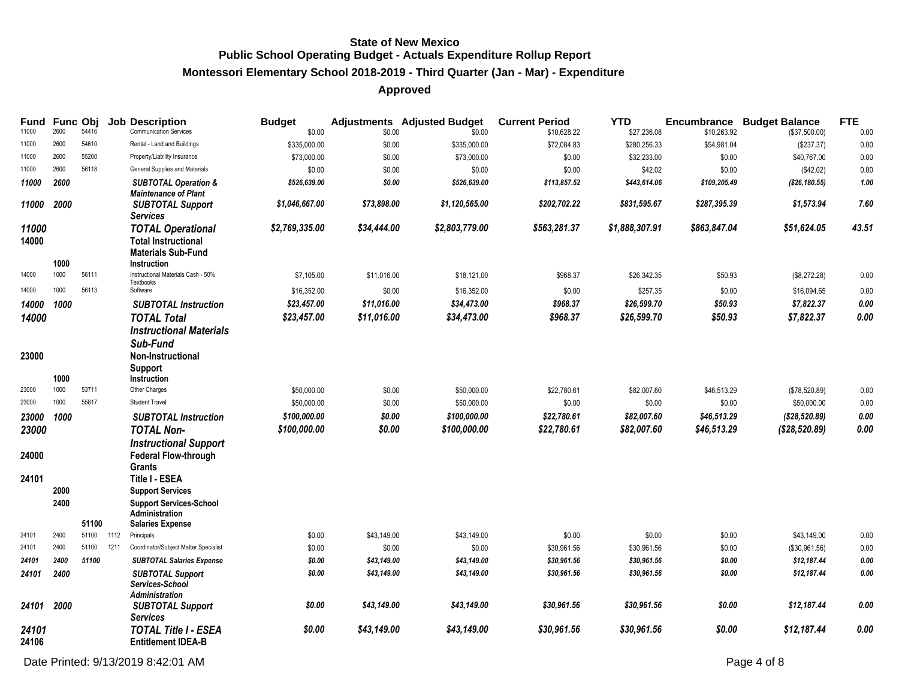**State of New Mexico**
**Public School Operating Budget - Actuals Expenditure Rollup Report**
**Montessori Elementary School 2018-2019 - Third Quarter (Jan - Mar) - Expenditure**
**Approved**

| Fund | Func | Obj | Job | Description | Budget | Adjustments | Adjusted Budget | Current Period | YTD | Encumbrance | Budget Balance | FTE |
|---|---|---|---|---|---|---|---|---|---|---|---|---|
| 11000 | 2600 | 54416 | | Communication Services | $0.00 | $0.00 | $0.00 | $10,628.22 | $27,236.08 | $10,263.92 | ($37,500.00) | 0.00 |
| 11000 | 2600 | 54610 | | Rental - Land and Buildings | $335,000.00 | $0.00 | $335,000.00 | $72,084.83 | $280,256.33 | $54,981.04 | ($237.37) | 0.00 |
| 11000 | 2600 | 55200 | | Property/Liability Insurance | $73,000.00 | $0.00 | $73,000.00 | $0.00 | $32,233.00 | $0.00 | $40,767.00 | 0.00 |
| 11000 | 2600 | 56118 | | General Supplies and Materials | $0.00 | $0.00 | $0.00 | $0.00 | $42.02 | $0.00 | ($42.02) | 0.00 |
| *11000* | *2600* | | | ***SUBTOTAL Operation & Maintenance of Plant*** | *$526,639.00* | *$0.00* | *$526,639.00* | *$113,857.52* | *$443,614.06* | *$109,205.49* | *($26,180.55)* | *1.00* |
| *11000* | *2000* | | | ***SUBTOTAL Support Services*** | *$1,046,667.00* | *$73,898.00* | *$1,120,565.00* | *$202,702.22* | *$831,595.67* | *$287,395.39* | *$1,573.94* | *7.60* |
| *11000* | | | | ***TOTAL Operational*** | *$2,769,335.00* | *$34,444.00* | *$2,803,779.00* | *$563,281.37* | *$1,888,307.91* | *$863,847.04* | *$51,624.05* | *43.51* |
| **14000** | | | | **Total Instructional Materials Sub-Fund** | | | | | | | | |
| | **1000** | | | **Instruction** | | | | | | | | |
| 14000 | 1000 | 56111 | | Instructional Materials Cash - 50% Textbooks | $7,105.00 | $11,016.00 | $18,121.00 | $968.37 | $26,342.35 | $50.93 | ($8,272.28) | 0.00 |
| 14000 | 1000 | 56113 | | Software | $16,352.00 | $0.00 | $16,352.00 | $0.00 | $257.35 | $0.00 | $16,094.65 | 0.00 |
| *14000* | *1000* | | | ***SUBTOTAL Instruction*** | *$23,457.00* | *$11,016.00* | *$34,473.00* | *$968.37* | *$26,599.70* | *$50.93* | *$7,822.37* | *0.00* |
| *14000* | | | | ***TOTAL Total Instructional Materials Sub-Fund*** | *$23,457.00* | *$11,016.00* | *$34,473.00* | *$968.37* | *$26,599.70* | *$50.93* | *$7,822.37* | *0.00* |
| **23000** | | | | **Non-Instructional Support** | | | | | | | | |
| | **1000** | | | **Instruction** | | | | | | | | |
| 23000 | 1000 | 53711 | | Other Charges | $50,000.00 | $0.00 | $50,000.00 | $22,780.61 | $82,007.60 | $46,513.29 | ($78,520.89) | 0.00 |
| 23000 | 1000 | 55817 | | Student Travel | $50,000.00 | $0.00 | $50,000.00 | $0.00 | $0.00 | $0.00 | $50,000.00 | 0.00 |
| *23000* | *1000* | | | ***SUBTOTAL Instruction*** | *$100,000.00* | *$0.00* | *$100,000.00* | *$22,780.61* | *$82,007.60* | *$46,513.29* | *($28,520.89)* | *0.00* |
| *23000* | | | | ***TOTAL Non-Instructional Support*** | *$100,000.00* | *$0.00* | *$100,000.00* | *$22,780.61* | *$82,007.60* | *$46,513.29* | *($28,520.89)* | *0.00* |
| **24000** | | | | **Federal Flow-through Grants** | | | | | | | | |
| **24101** | | | | **Title I - ESEA** | | | | | | | | |
| | **2000** | | | **Support Services** | | | | | | | | |
| | **2400** | | | **Support Services-School Administration** | | | | | | | | |
| | | **51100** | | **Salaries Expense** | | | | | | | | |
| 24101 | 2400 | 51100 | 1112 | Principals | $0.00 | $43,149.00 | $43,149.00 | $0.00 | $0.00 | $0.00 | $43,149.00 | 0.00 |
| 24101 | 2400 | 51100 | 1211 | Coordinator/Subject Matter Specialist | $0.00 | $0.00 | $0.00 | $30,961.56 | $30,961.56 | $0.00 | ($30,961.56) | 0.00 |
| *24101* | *2400* | *51100* | | ***SUBTOTAL Salaries Expense*** | *$0.00* | *$43,149.00* | *$43,149.00* | *$30,961.56* | *$30,961.56* | *$0.00* | *$12,187.44* | *0.00* |
| *24101* | *2400* | | | ***SUBTOTAL Support Services-School Administration*** | *$0.00* | *$43,149.00* | *$43,149.00* | *$30,961.56* | *$30,961.56* | *$0.00* | *$12,187.44* | *0.00* |
| *24101* | *2000* | | | ***SUBTOTAL Support Services*** | *$0.00* | *$43,149.00* | *$43,149.00* | *$30,961.56* | *$30,961.56* | *$0.00* | *$12,187.44* | *0.00* |
| *24101* | | | | ***TOTAL Title I - ESEA*** | *$0.00* | *$43,149.00* | *$43,149.00* | *$30,961.56* | *$30,961.56* | *$0.00* | *$12,187.44* | *0.00* |
| **24106** | | | | **Entitlement IDEA-B** | | | | | | | | |

Date Printed: 9/13/2019 8:42:01 AM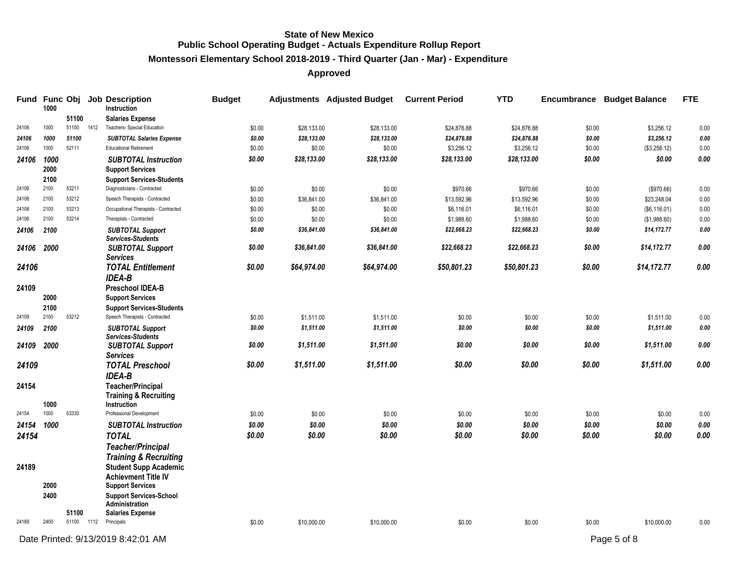# State of New Mexico
## Public School Operating Budget - Actuals Expenditure Rollup Report
### Montessori Elementary School 2018-2019 - Third Quarter (Jan - Mar) - Expenditure
### Approved

| Fund | Func | Obj | Job | Description | Budget | Adjustments | Adjusted Budget | Current Period | YTD | Encumbrance | Budget Balance | FTE |
|---|---|---|---|---|---|---|---|---|---|---|---|---|
| | **1000** | | | **Instruction** | | | | | | | | |
| | | **51100** | | **Salaries Expense** | | | | | | | | |
| 24106 | 1000 | 51100 | 1412 | Teachers- Special Education | $0.00 | $28,133.00 | $28,133.00 | $24,876.88 | $24,876.88 | $0.00 | $3,256.12 | 0.00 |
| *24106* | *1000* | *51100* | | *SUBTOTAL Salaries Expense* | *$0.00* | *$28,133.00* | *$28,133.00* | *$24,876.88* | *$24,876.88* | *$0.00* | *$3,256.12* | *0.00* |
| 24106 | 1000 | 52111 | | Educational Retirement | $0.00 | $0.00 | $0.00 | $3,256.12 | $3,256.12 | $0.00 | ($3,256.12) | 0.00 |
| *24106* | *1000* | | | *SUBTOTAL Instruction* | *$0.00* | *$28,133.00* | *$28,133.00* | *$28,133.00* | *$28,133.00* | *$0.00* | *$0.00* | *0.00* |
| | **2000** | | | **Support Services** | | | | | | | | |
| | **2100** | | | **Support Services-Students** | | | | | | | | |
| 24106 | 2100 | 53211 | | Diagnosticians - Contracted | $0.00 | $0.00 | $0.00 | $970.66 | $970.66 | $0.00 | ($970.66) | 0.00 |
| 24106 | 2100 | 53212 | | Speech Therapists - Contracted | $0.00 | $36,841.00 | $36,841.00 | $13,592.96 | $13,592.96 | $0.00 | $23,248.04 | 0.00 |
| 24106 | 2100 | 53213 | | Occupational Therapists - Contracted | $0.00 | $0.00 | $0.00 | $6,116.01 | $6,116.01 | $0.00 | ($6,116.01) | 0.00 |
| 24106 | 2100 | 53214 | | Therapists - Contracted | $0.00 | $0.00 | $0.00 | $1,988.60 | $1,988.60 | $0.00 | ($1,988.60) | 0.00 |
| *24106* | *2100* | | | *SUBTOTAL Support Services-Students* | *$0.00* | *$36,841.00* | *$36,841.00* | *$22,668.23* | *$22,668.23* | *$0.00* | *$14,172.77* | *0.00* |
| *24106* | *2000* | | | *SUBTOTAL Support Services* | *$0.00* | *$36,841.00* | *$36,841.00* | *$22,668.23* | *$22,668.23* | *$0.00* | *$14,172.77* | *0.00* |
| *24106* | | | | *TOTAL Entitlement IDEA-B* | *$0.00* | *$64,974.00* | *$64,974.00* | *$50,801.23* | *$50,801.23* | *$0.00* | *$14,172.77* | *0.00* |
| **24109** | | | | **Preschool IDEA-B** | | | | | | | | |
| | **2000** | | | **Support Services** | | | | | | | | |
| | **2100** | | | **Support Services-Students** | | | | | | | | |
| 24109 | 2100 | 53212 | | Speech Therapists - Contracted | $0.00 | $1,511.00 | $1,511.00 | $0.00 | $0.00 | $0.00 | $1,511.00 | 0.00 |
| *24109* | *2100* | | | *SUBTOTAL Support Services-Students* | *$0.00* | *$1,511.00* | *$1,511.00* | *$0.00* | *$0.00* | *$0.00* | *$1,511.00* | *0.00* |
| *24109* | *2000* | | | *SUBTOTAL Support Services* | *$0.00* | *$1,511.00* | *$1,511.00* | *$0.00* | *$0.00* | *$0.00* | *$1,511.00* | *0.00* |
| *24109* | | | | *TOTAL Preschool IDEA-B* | *$0.00* | *$1,511.00* | *$1,511.00* | *$0.00* | *$0.00* | *$0.00* | *$1,511.00* | *0.00* |
| **24154** | | | | **Teacher/Principal Training & Recruiting** | | | | | | | | |
| | **1000** | | | **Instruction** | | | | | | | | |
| 24154 | 1000 | 53330 | | Professional Development | $0.00 | $0.00 | $0.00 | $0.00 | $0.00 | $0.00 | $0.00 | 0.00 |
| *24154* | *1000* | | | *SUBTOTAL Instruction* | *$0.00* | *$0.00* | *$0.00* | *$0.00* | *$0.00* | *$0.00* | *$0.00* | *0.00* |
| *24154* | | | | *TOTAL Teacher/Principal Training & Recruiting* | *$0.00* | *$0.00* | *$0.00* | *$0.00* | *$0.00* | *$0.00* | *$0.00* | *0.00* |
| **24189** | | | | **Student Supp Academic Achievment Title IV** | | | | | | | | |
| | **2000** | | | **Support Services** | | | | | | | | |
| | **2400** | | | **Support Services-School Administration** | | | | | | | | |
| | | **51100** | | **Salaries Expense** | | | | | | | | |
| 24189 | 2400 | 51100 | 1112 | Principals | $0.00 | $10,000.00 | $10,000.00 | $0.00 | $0.00 | $0.00 | $10,000.00 | 0.00 |

Date Printed: 9/13/2019 8:42:01 AM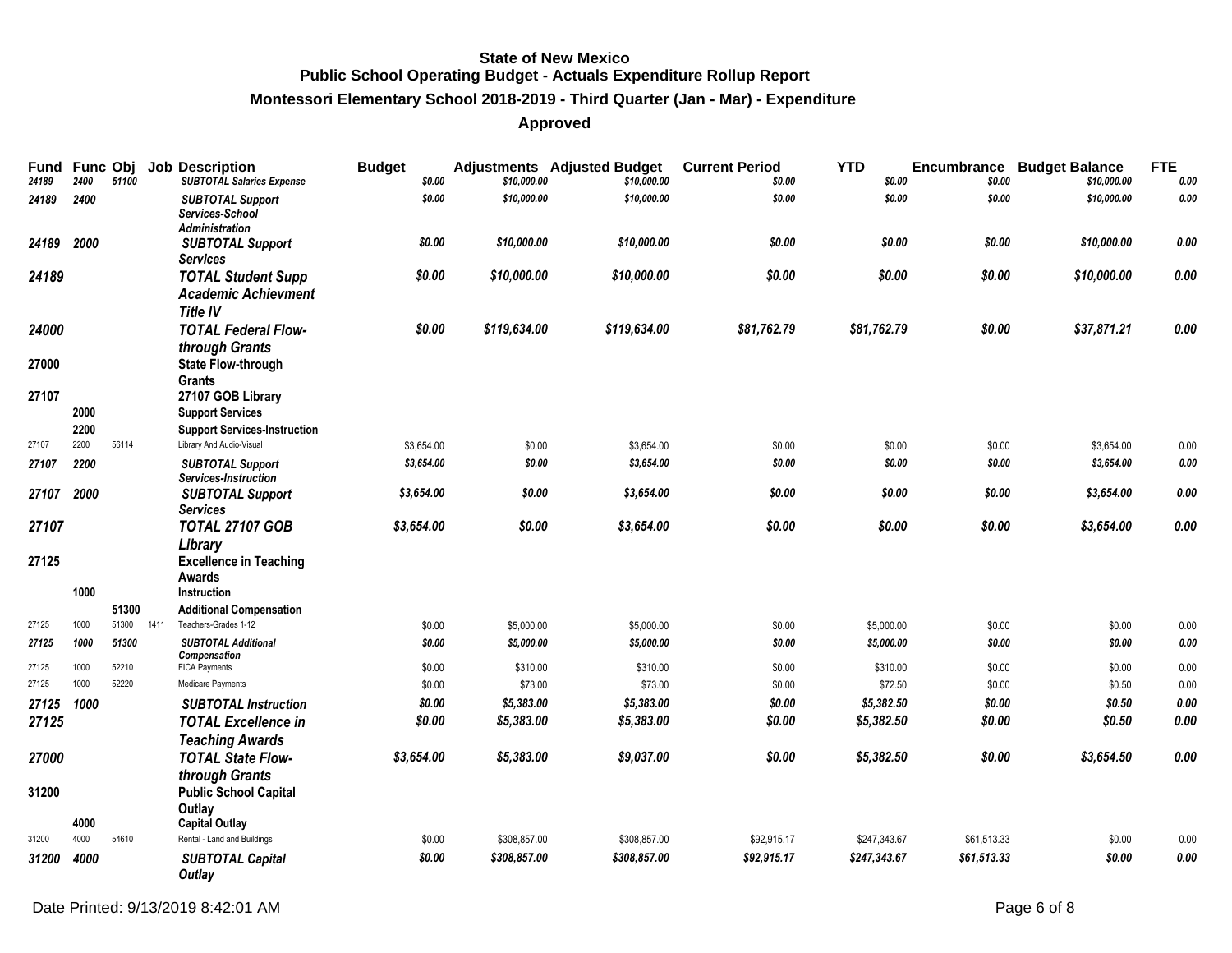# State of New Mexico
## Public School Operating Budget - Actuals Expenditure Rollup Report
### Montessori Elementary School 2018-2019 - Third Quarter (Jan - Mar) - Expenditure
### Approved

| Fund | Func | Obj | Job | Description | Budget | Adjustments | Adjusted Budget | Current Period | YTD | Encumbrance | Budget Balance | FTE |
|---|---|---|---|---|---|---|---|---|---|---|---|---|
| *24189* | *2400* | *51100* | | *SUBTOTAL Salaries Expense* | *$0.00* | *$10,000.00* | *$10,000.00* | *$0.00* | *$0.00* | *$0.00* | *$10,000.00* | *0.00* |
| *24189* | *2400* | | | *SUBTOTAL Support Services-School Administration* | *$0.00* | *$10,000.00* | *$10,000.00* | *$0.00* | *$0.00* | *$0.00* | *$10,000.00* | *0.00* |
| *24189* | *2000* | | | *SUBTOTAL Support Services* | *$0.00* | *$10,000.00* | *$10,000.00* | *$0.00* | *$0.00* | *$0.00* | *$10,000.00* | *0.00* |
| *24189* | | | | *TOTAL Student Supp Academic Achievment Title IV* | *$0.00* | *$10,000.00* | *$10,000.00* | *$0.00* | *$0.00* | *$0.00* | *$10,000.00* | *0.00* |
| *24000* | | | | *TOTAL Federal Flow-through Grants* | *$0.00* | *$119,634.00* | *$119,634.00* | *$81,762.79* | *$81,762.79* | *$0.00* | *$37,871.21* | *0.00* |
| **27000** | | | | **State Flow-through Grants** | | | | | | | | |
| **27107** | | | | **27107 GOB Library** | | | | | | | | |
| | **2000** | | | **Support Services** | | | | | | | | |
| | **2200** | | | **Support Services-Instruction** | | | | | | | | |
| 27107 | 2200 | 56114 | | Library And Audio-Visual | $3,654.00 | $0.00 | $3,654.00 | $0.00 | $0.00 | $0.00 | $3,654.00 | 0.00 |
| *27107* | *2200* | | | *SUBTOTAL Support Services-Instruction* | *$3,654.00* | *$0.00* | *$3,654.00* | *$0.00* | *$0.00* | *$0.00* | *$3,654.00* | *0.00* |
| *27107* | *2000* | | | *SUBTOTAL Support Services* | *$3,654.00* | *$0.00* | *$3,654.00* | *$0.00* | *$0.00* | *$0.00* | *$3,654.00* | *0.00* |
| *27107* | | | | *TOTAL 27107 GOB Library* | *$3,654.00* | *$0.00* | *$3,654.00* | *$0.00* | *$0.00* | *$0.00* | *$3,654.00* | *0.00* |
| **27125** | | | | **Excellence in Teaching Awards** | | | | | | | | |
| | **1000** | | | **Instruction** | | | | | | | | |
| | | **51300** | | **Additional Compensation** | | | | | | | | |
| 27125 | 1000 | 51300 | 1411 | Teachers-Grades 1-12 | $0.00 | $5,000.00 | $5,000.00 | $0.00 | $5,000.00 | $0.00 | $0.00 | 0.00 |
| *27125* | *1000* | *51300* | | *SUBTOTAL Additional Compensation* | *$0.00* | *$5,000.00* | *$5,000.00* | *$0.00* | *$5,000.00* | *$0.00* | *$0.00* | *0.00* |
| 27125 | 1000 | 52210 | | FICA Payments | $0.00 | $310.00 | $310.00 | $0.00 | $310.00 | $0.00 | $0.00 | 0.00 |
| 27125 | 1000 | 52220 | | Medicare Payments | $0.00 | $73.00 | $73.00 | $0.00 | $72.50 | $0.00 | $0.50 | 0.00 |
| *27125* | *1000* | | | *SUBTOTAL Instruction* | *$0.00* | *$5,383.00* | *$5,383.00* | *$0.00* | *$5,382.50* | *$0.00* | *$0.50* | *0.00* |
| *27125* | | | | *TOTAL Excellence in Teaching Awards* | *$0.00* | *$5,383.00* | *$5,383.00* | *$0.00* | *$5,382.50* | *$0.00* | *$0.50* | *0.00* |
| *27000* | | | | *TOTAL State Flow-through Grants* | *$3,654.00* | *$5,383.00* | *$9,037.00* | *$0.00* | *$5,382.50* | *$0.00* | *$3,654.50* | *0.00* |
| **31200** | | | | **Public School Capital Outlay** | | | | | | | | |
| | **4000** | | | **Capital Outlay** | | | | | | | | |
| 31200 | 4000 | 54610 | | Rental - Land and Buildings | $0.00 | $308,857.00 | $308,857.00 | $92,915.17 | $247,343.67 | $61,513.33 | $0.00 | 0.00 |
| *31200* | *4000* | | | *SUBTOTAL Capital Outlay* | *$0.00* | *$308,857.00* | *$308,857.00* | *$92,915.17* | *$247,343.67* | *$61,513.33* | *$0.00* | *0.00* |

Date Printed: 9/13/2019 8:42:01 AM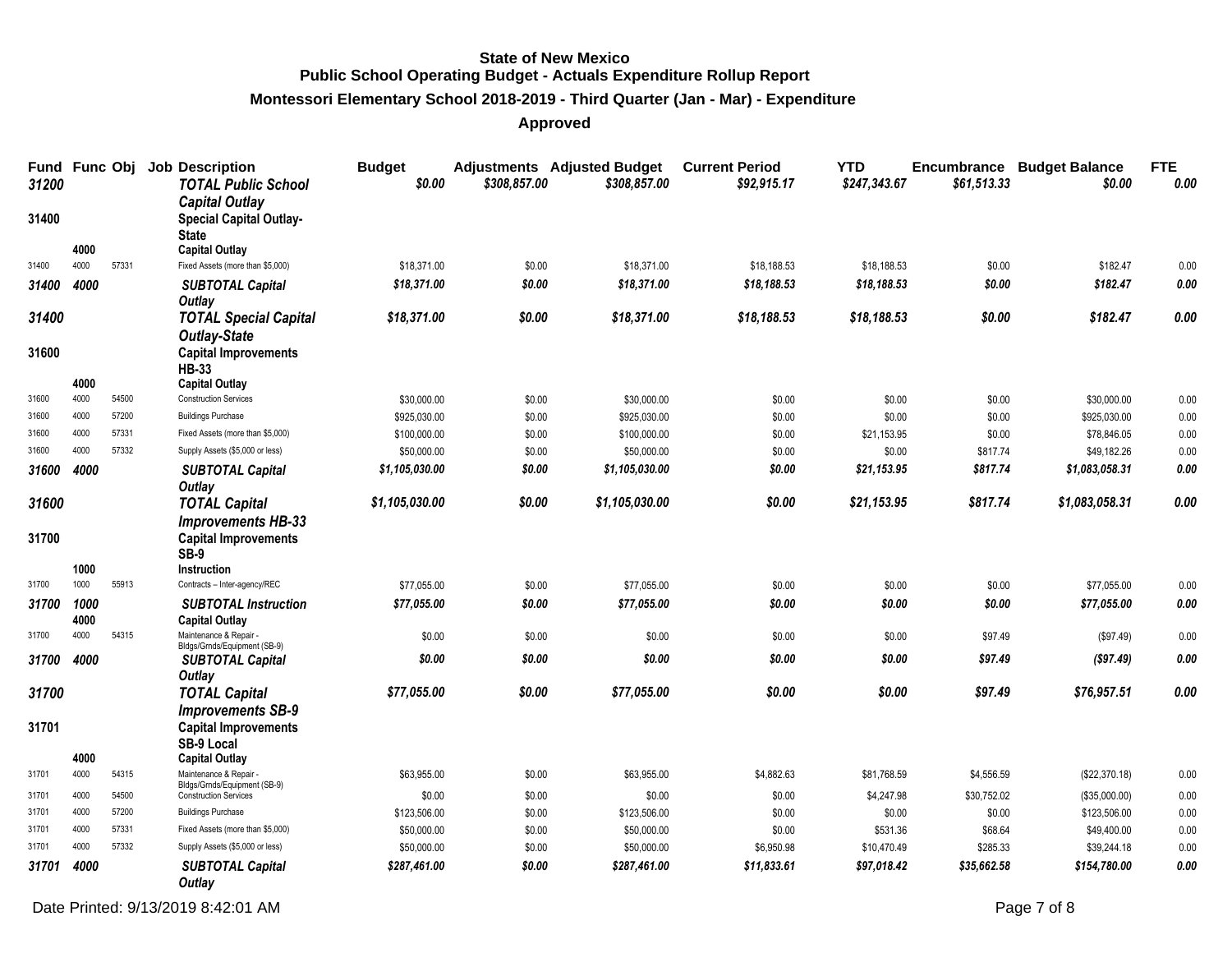**State of New Mexico**
**Public School Operating Budget - Actuals Expenditure Rollup Report**
**Montessori Elementary School 2018-2019 - Third Quarter (Jan - Mar) - Expenditure**
**Approved**

| Fund | Func | Obj | Job Description | Budget | Adjustments | Adjusted Budget | Current Period | YTD | Encumbrance | Budget Balance | FTE |
|---|---|---|---|---|---|---|---|---|---|---|---|
| *31200* | | | ***TOTAL Public School Capital Outlay*** | *$0.00* | *$308,857.00* | *$308,857.00* | *$92,915.17* | *$247,343.67* | *$61,513.33* | *$0.00* | *0.00* |
| **31400** | | | **Special Capital Outlay-State** | | | | | | | | |
| | **4000** | | **Capital Outlay** | | | | | | | | |
| 31400 | 4000 | 57331 | Fixed Assets (more than $5,000) | $18,371.00 | $0.00 | $18,371.00 | $18,188.53 | $18,188.53 | $0.00 | $182.47 | 0.00 |
| *31400* | *4000* | | ***SUBTOTAL Capital Outlay*** | *$18,371.00* | *$0.00* | *$18,371.00* | *$18,188.53* | *$18,188.53* | *$0.00* | *$182.47* | *0.00* |
| *31400* | | | ***TOTAL Special Capital Outlay-State*** | *$18,371.00* | *$0.00* | *$18,371.00* | *$18,188.53* | *$18,188.53* | *$0.00* | *$182.47* | *0.00* |
| **31600** | | | **Capital Improvements HB-33** | | | | | | | | |
| | **4000** | | **Capital Outlay** | | | | | | | | |
| 31600 | 4000 | 54500 | Construction Services | $30,000.00 | $0.00 | $30,000.00 | $0.00 | $0.00 | $0.00 | $30,000.00 | 0.00 |
| 31600 | 4000 | 57200 | Buildings Purchase | $925,030.00 | $0.00 | $925,030.00 | $0.00 | $0.00 | $0.00 | $925,030.00 | 0.00 |
| 31600 | 4000 | 57331 | Fixed Assets (more than $5,000) | $100,000.00 | $0.00 | $100,000.00 | $0.00 | $21,153.95 | $0.00 | $78,846.05 | 0.00 |
| 31600 | 4000 | 57332 | Supply Assets ($5,000 or less) | $50,000.00 | $0.00 | $50,000.00 | $0.00 | $0.00 | $817.74 | $49,182.26 | 0.00 |
| *31600* | *4000* | | ***SUBTOTAL Capital Outlay*** | *$1,105,030.00* | *$0.00* | *$1,105,030.00* | *$0.00* | *$21,153.95* | *$817.74* | *$1,083,058.31* | *0.00* |
| *31600* | | | ***TOTAL Capital Improvements HB-33*** | *$1,105,030.00* | *$0.00* | *$1,105,030.00* | *$0.00* | *$21,153.95* | *$817.74* | *$1,083,058.31* | *0.00* |
| **31700** | | | **Capital Improvements SB-9** | | | | | | | | |
| | **1000** | | **Instruction** | | | | | | | | |
| 31700 | 1000 | 55913 | Contracts – Inter-agency/REC | $77,055.00 | $0.00 | $77,055.00 | $0.00 | $0.00 | $0.00 | $77,055.00 | 0.00 |
| *31700* | *1000* | | ***SUBTOTAL Instruction*** | *$77,055.00* | *$0.00* | *$77,055.00* | *$0.00* | *$0.00* | *$0.00* | *$77,055.00* | *0.00* |
| | **4000** | | **Capital Outlay** | | | | | | | | |
| 31700 | 4000 | 54315 | Maintenance & Repair - Bldgs/Grnds/Equipment (SB-9) | $0.00 | $0.00 | $0.00 | $0.00 | $0.00 | $97.49 | ($97.49) | 0.00 |
| *31700* | *4000* | | ***SUBTOTAL Capital Outlay*** | *$0.00* | *$0.00* | *$0.00* | *$0.00* | *$0.00* | *$97.49* | *($97.49)* | *0.00* |
| *31700* | | | ***TOTAL Capital Improvements SB-9*** | *$77,055.00* | *$0.00* | *$77,055.00* | *$0.00* | *$0.00* | *$97.49* | *$76,957.51* | *0.00* |
| **31701** | | | **Capital Improvements SB-9 Local** | | | | | | | | |
| | **4000** | | **Capital Outlay** | | | | | | | | |
| 31701 | 4000 | 54315 | Maintenance & Repair - Bldgs/Grnds/Equipment (SB-9) | $63,955.00 | $0.00 | $63,955.00 | $4,882.63 | $81,768.59 | $4,556.59 | ($22,370.18) | 0.00 |
| 31701 | 4000 | 54500 | Construction Services | $0.00 | $0.00 | $0.00 | $0.00 | $4,247.98 | $30,752.02 | ($35,000.00) | 0.00 |
| 31701 | 4000 | 57200 | Buildings Purchase | $123,506.00 | $0.00 | $123,506.00 | $0.00 | $0.00 | $0.00 | $123,506.00 | 0.00 |
| 31701 | 4000 | 57331 | Fixed Assets (more than $5,000) | $50,000.00 | $0.00 | $50,000.00 | $0.00 | $531.36 | $68.64 | $49,400.00 | 0.00 |
| 31701 | 4000 | 57332 | Supply Assets ($5,000 or less) | $50,000.00 | $0.00 | $50,000.00 | $6,950.98 | $10,470.49 | $285.33 | $39,244.18 | 0.00 |
| *31701* | *4000* | | ***SUBTOTAL Capital Outlay*** | *$287,461.00* | *$0.00* | *$287,461.00* | *$11,833.61* | *$97,018.42* | *$35,662.58* | *$154,780.00* | *0.00* |

Date Printed: 9/13/2019 8:42:01 AM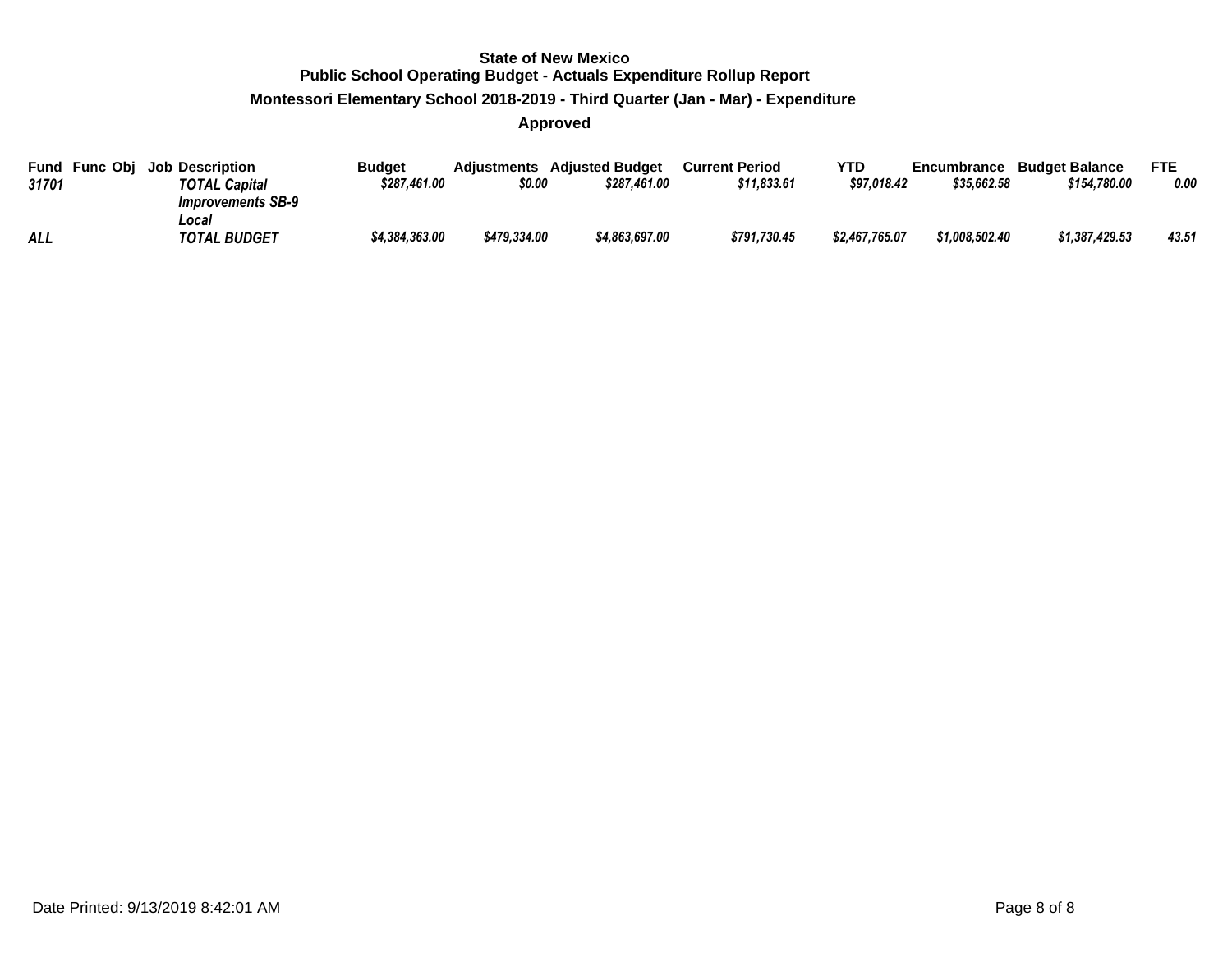**State of New Mexico**
**Public School Operating Budget - Actuals Expenditure Rollup Report**

**Montessori Elementary School 2018-2019 - Third Quarter (Jan - Mar) - Expenditure**

**Approved**

| Fund | Func | Obj | Job | Description | Budget | Adjustments | Adjusted Budget | Current Period | YTD | Encumbrance | Budget Balance | FTE |
|---|---|---|---|---|---|---|---|---|---|---|---|---|
| *31701* | | | | *TOTAL Capital Improvements SB-9 Local* | *$287,461.00* | *$0.00* | *$287,461.00* | *$11,833.61* | *$97,018.42* | *$35,662.58* | *$154,780.00* | *0.00* |
| *ALL* | | | | *TOTAL BUDGET* | *$4,384,363.00* | *$479,334.00* | *$4,863,697.00* | *$791,730.45* | *$2,467,765.07* | *$1,008,502.40* | *$1,387,429.53* | *43.51* |

Date Printed: 9/13/2019 8:42:01 AM